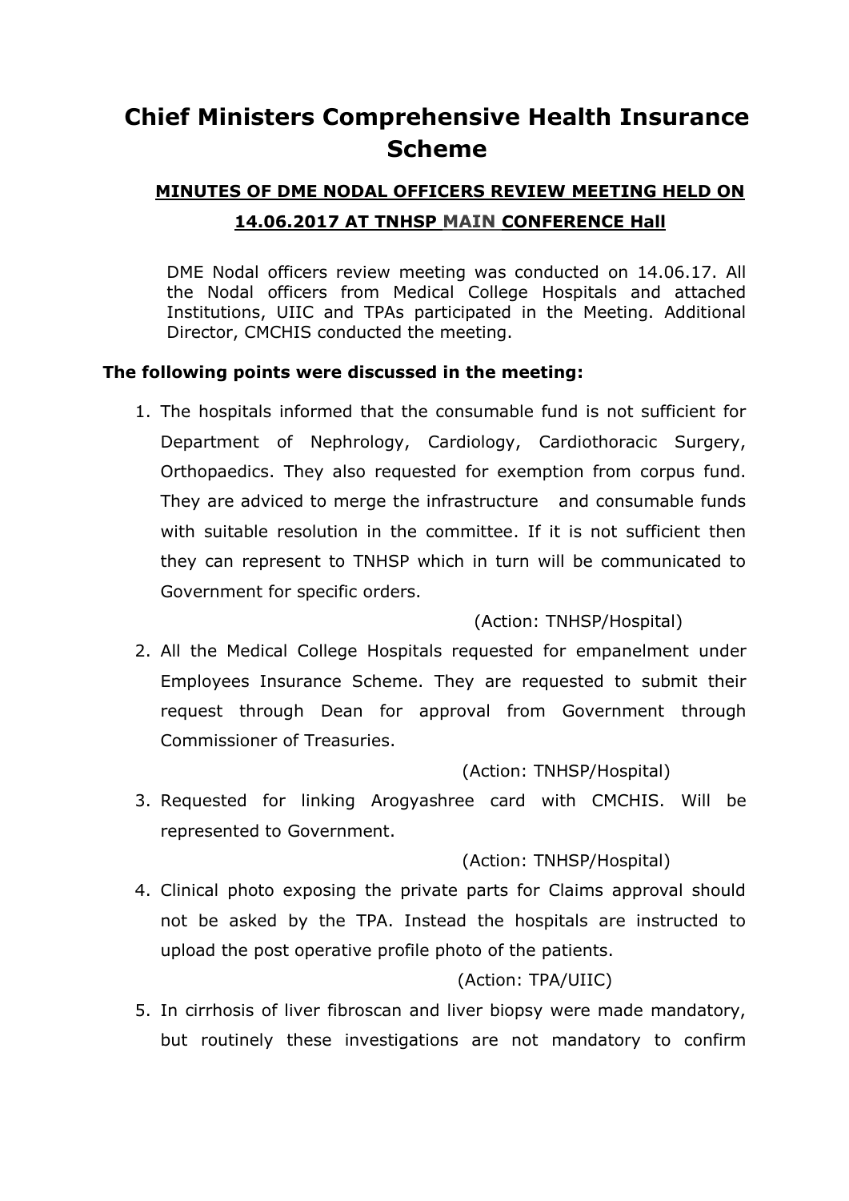# Chief Ministers Comprehensive Health Insurance Scheme

## MINUTES OF DME NODAL OFFICERS REVIEW MEETING HELD ON 14.06.2017 AT TNHSP MAIN CONFERENCE Hall

DME Nodal officers review meeting was conducted on 14.06.17. All the Nodal officers from Medical College Hospitals and attached Institutions, UIIC and TPAs participated in the Meeting. Additional Director, CMCHIS conducted the meeting.

**The following points were discussed in the meeting:**

1. The hospitals informed that the consumable fund is not sufficient for Department of Nephrology, Cardiology, Cardiothoracic Surgery, Orthopaedics. They also requested for exemption from corpus fund. They are adviced to merge the infrastructure and consumable funds with suitable resolution in the committee. If it is not sufficient then they can represent to TNHSP which in turn will be communicated to Government for specific orders.

   (Action: TNHSP/Hospital)

2. All the Medical College Hospitals requested for empanelment under Employees Insurance Scheme. They are requested to submit their request through Dean for approval from Government through Commissioner of Treasuries.

   (Action: TNHSP/Hospital)

3. Requested for linking Arogyashree card with CMCHIS. Will be represented to Government.

   (Action: TNHSP/Hospital)

4. Clinical photo exposing the private parts for Claims approval should not be asked by the TPA. Instead the hospitals are instructed to upload the post operative profile photo of the patients.

   (Action: TPA/UIIC)

5. In cirrhosis of liver fibroscan and liver biopsy were made mandatory, but routinely these investigations are not mandatory to confirm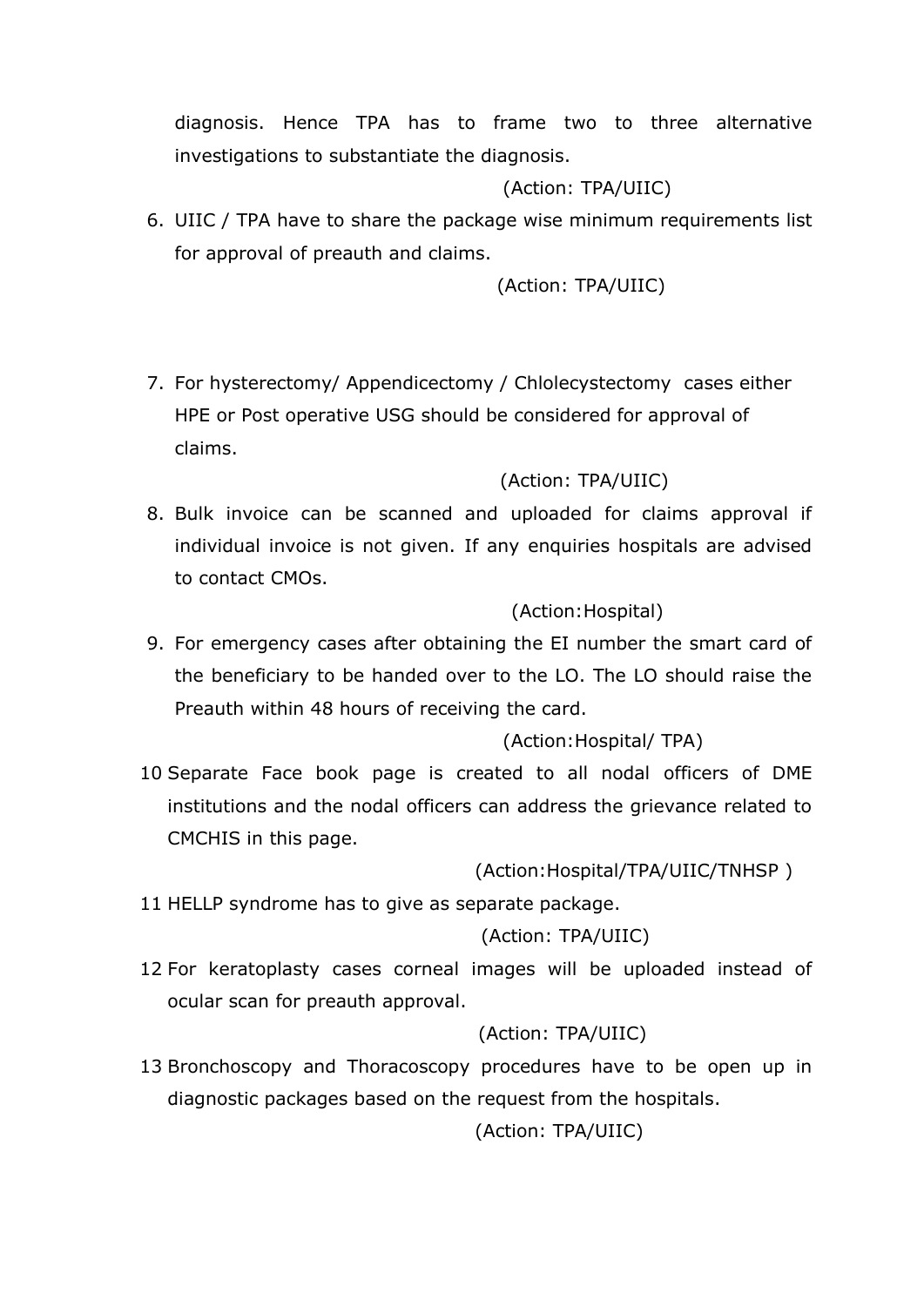diagnosis. Hence TPA has to frame two to three alternative investigations to substantiate the diagnosis.

(Action: TPA/UIIC)

6. UIIC / TPA have to share the package wise minimum requirements list for approval of preauth and claims.

   (Action: TPA/UIIC)

7. For hysterectomy/ Appendicectomy / Chlolecystectomy cases either HPE or Post operative USG should be considered for approval of claims.

   (Action: TPA/UIIC)

8. Bulk invoice can be scanned and uploaded for claims approval if individual invoice is not given. If any enquiries hospitals are advised to contact CMOs.

   (Action:Hospital)

9. For emergency cases after obtaining the EI number the smart card of the beneficiary to be handed over to the LO. The LO should raise the Preauth within 48 hours of receiving the card.

   (Action:Hospital/ TPA)

10 Separate Face book page is created to all nodal officers of DME institutions and the nodal officers can address the grievance related to CMCHIS in this page.

   (Action:Hospital/TPA/UIIC/TNHSP )

11 HELLP syndrome has to give as separate package.

   (Action: TPA/UIIC)

12 For keratoplasty cases corneal images will be uploaded instead of ocular scan for preauth approval.

   (Action: TPA/UIIC)

13 Bronchoscopy and Thoracoscopy procedures have to be open up in diagnostic packages based on the request from the hospitals.

   (Action: TPA/UIIC)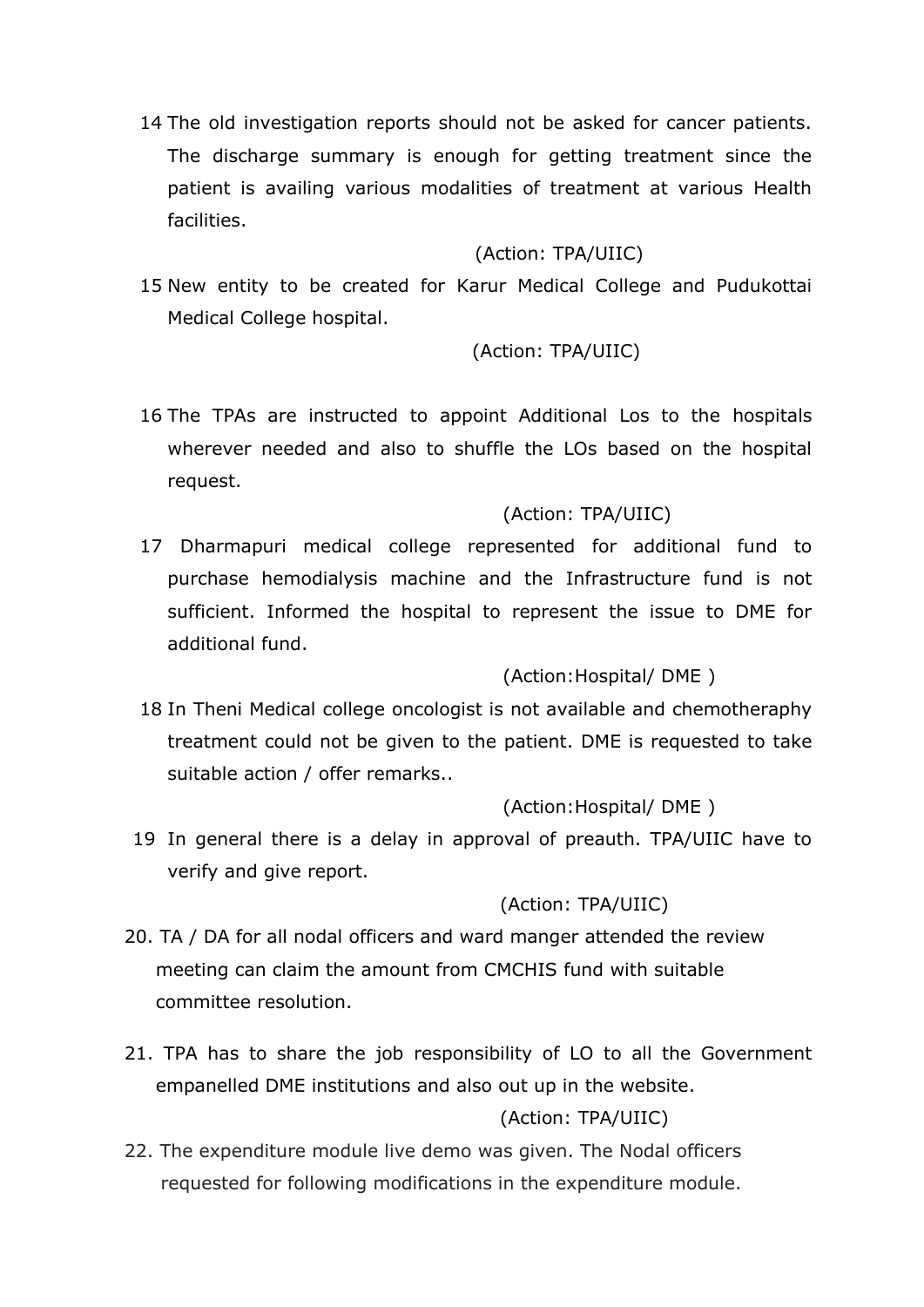14 The old investigation reports should not be asked for cancer patients. The discharge summary is enough for getting treatment since the patient is availing various modalities of treatment at various Health facilities.

(Action: TPA/UIIC)

15 New entity to be created for Karur Medical College and Pudukottai Medical College hospital.

(Action: TPA/UIIC)

16 The TPAs are instructed to appoint Additional Los to the hospitals wherever needed and also to shuffle the LOs based on the hospital request.

(Action: TPA/UIIC)

17 Dharmapuri medical college represented for additional fund to purchase hemodialysis machine and the Infrastructure fund is not sufficient. Informed the hospital to represent the issue to DME for additional fund.

(Action:Hospital/ DME )

18 In Theni Medical college oncologist is not available and chemotheraphy treatment could not be given to the patient. DME is requested to take suitable action / offer remarks..

(Action:Hospital/ DME )

19 In general there is a delay in approval of preauth. TPA/UIIC have to verify and give report.

(Action: TPA/UIIC)

20. TA / DA for all nodal officers and ward manger attended the review meeting can claim the amount from CMCHIS fund with suitable committee resolution.

21. TPA has to share the job responsibility of LO to all the Government empanelled DME institutions and also out up in the website.

(Action: TPA/UIIC)

22. The expenditure module live demo was given. The Nodal officers requested for following modifications in the expenditure module.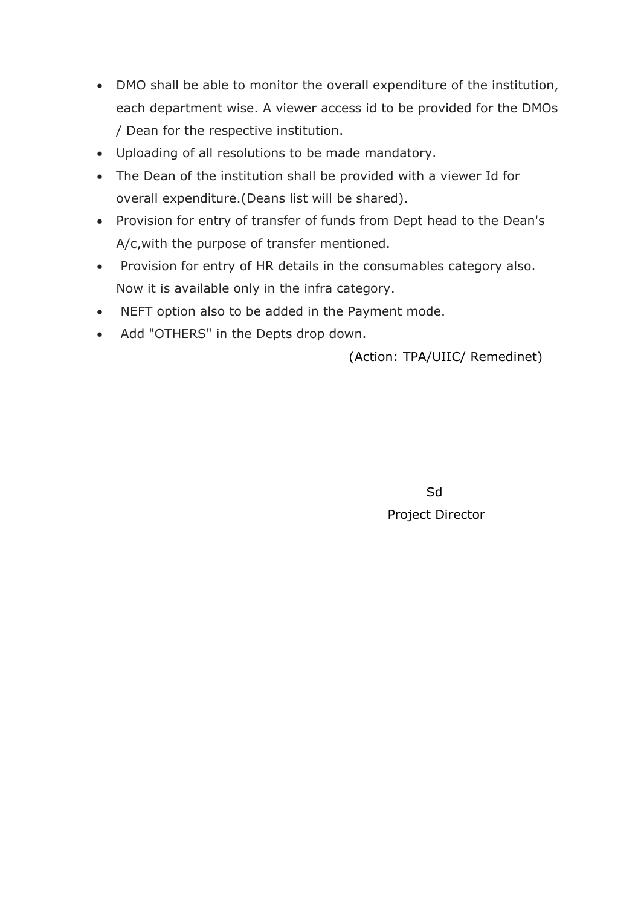- DMO shall be able to monitor the overall expenditure of the institution, each department wise. A viewer access id to be provided for the DMOs / Dean for the respective institution.
- Uploading of all resolutions to be made mandatory.
- The Dean of the institution shall be provided with a viewer Id for overall expenditure.(Deans list will be shared).
- Provision for entry of transfer of funds from Dept head to the Dean's A/c,with the purpose of transfer mentioned.
- Provision for entry of HR details in the consumables category also. Now it is available only in the infra category.
- NEFT option also to be added in the Payment mode.
- Add "OTHERS" in the Depts drop down.

(Action: TPA/UIIC/ Remedinet)

Sd

Project Director